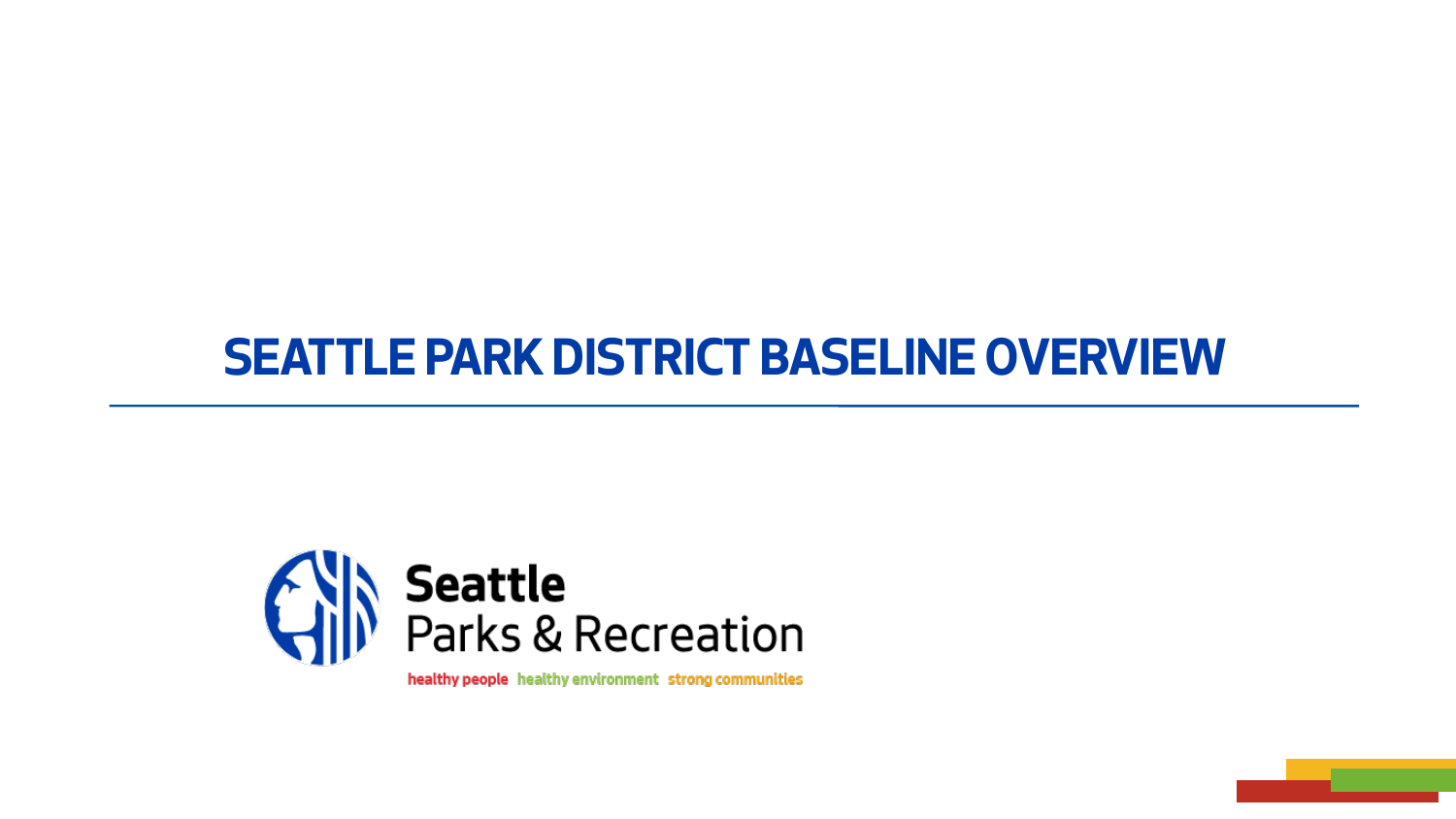# SEATTLE PARK DISTRICT BASELINE OVERVIEW

Seattle Parks & Recreation

healthy people healthy environment strong communities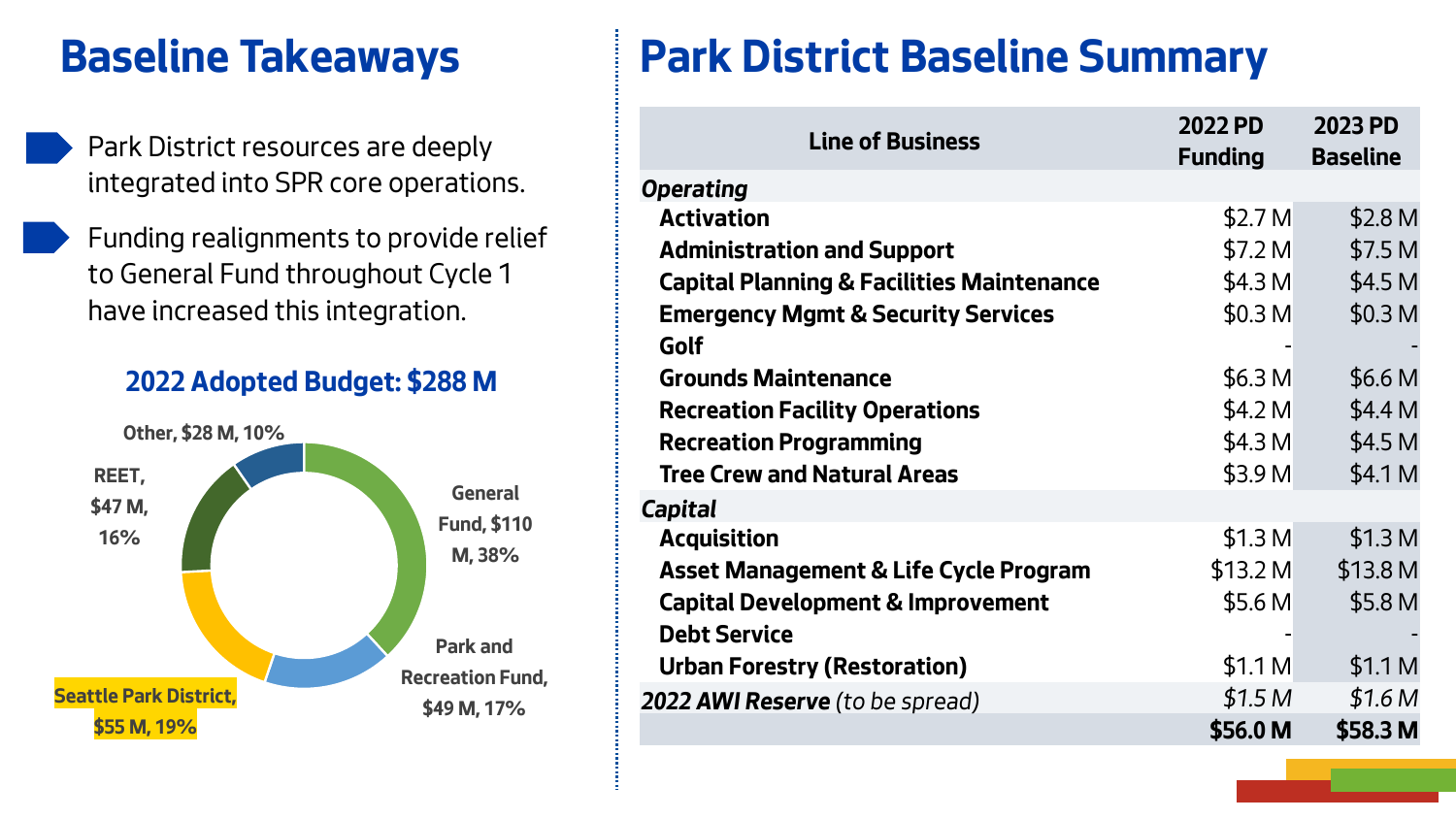## Baseline Takeaways

- Park District resources are deeply integrated into SPR core operations.
- Funding realignments to provide relief to General Fund throughout Cycle 1 have increased this integration.

### 2022 Adopted Budget: $288 M

- General Fund, $110 M, 38%
- Park and Recreation Fund, $49 M, 17%
- Seattle Park District, $55 M, 19%
- REET, $47 M, 16%
- Other, $28 M, 10%

## Park District Baseline Summary

| Line of Business | 2022 PD Funding | 2023 PD Baseline |
|---|---|---|
| ***Operating*** | | |
| **Activation** | $2.7 M | $2.8 M |
| **Administration and Support** | $7.2 M | $7.5 M |
| **Capital Planning & Facilities Maintenance** | $4.3 M | $4.5 M |
| **Emergency Mgmt & Security Services** | $0.3 M | $0.3 M |
| **Golf** | - | - |
| **Grounds Maintenance** | $6.3 M | $6.6 M |
| **Recreation Facility Operations** | $4.2 M | $4.4 M |
| **Recreation Programming** | $4.3 M | $4.5 M |
| **Tree Crew and Natural Areas** | $3.9 M | $4.1 M |
| ***Capital*** | | |
| **Acquisition** | $1.3 M | $1.3 M |
| **Asset Management & Life Cycle Program** | $13.2 M | $13.8 M |
| **Capital Development & Improvement** | $5.6 M | $5.8 M |
| **Debt Service** | - | - |
| **Urban Forestry (Restoration)** | $1.1 M | $1.1 M |
| ***2022 AWI Reserve*** *(to be spread)* | *$1.5 M* | *$1.6 M* |
| | **$56.0 M** | **$58.3 M** |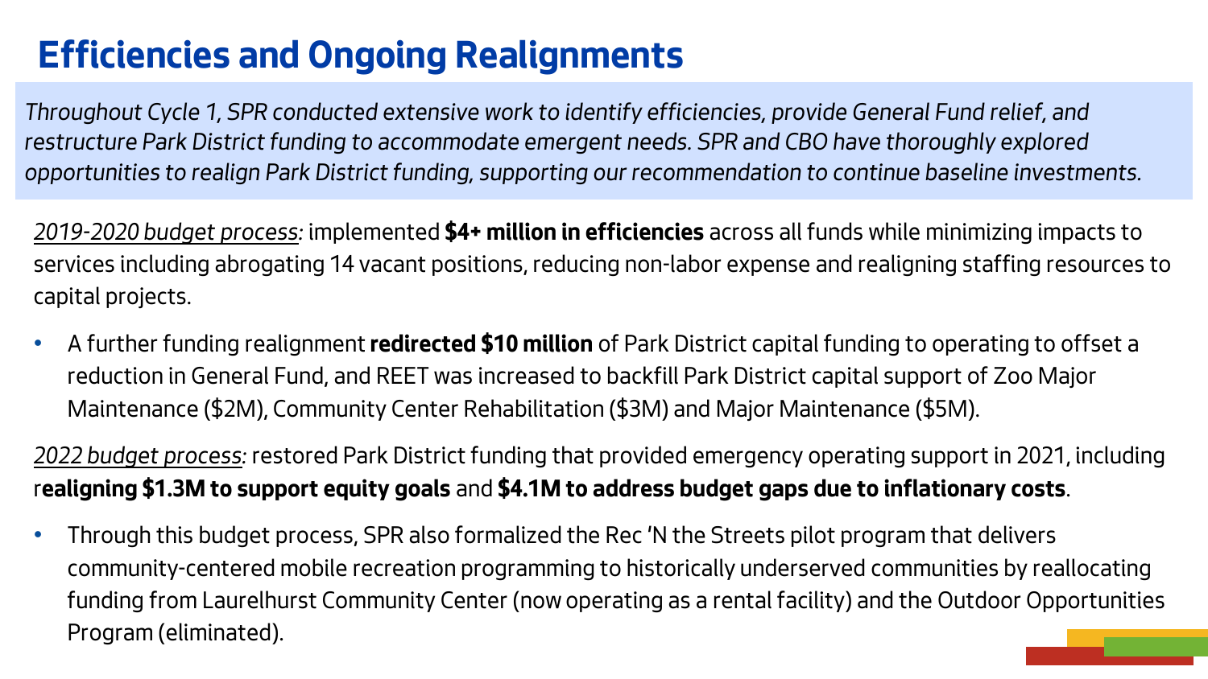# Efficiencies and Ongoing Realignments

*Throughout Cycle 1, SPR conducted extensive work to identify efficiencies, provide General Fund relief, and restructure Park District funding to accommodate emergent needs. SPR and CBO have thoroughly explored opportunities to realign Park District funding, supporting our recommendation to continue baseline investments.*

*2019-2020 budget process:* implemented **$4+ million in efficiencies** across all funds while minimizing impacts to services including abrogating 14 vacant positions, reducing non-labor expense and realigning staffing resources to capital projects.

- A further funding realignment **redirected $10 million** of Park District capital funding to operating to offset a reduction in General Fund, and REET was increased to backfill Park District capital support of Zoo Major Maintenance ($2M), Community Center Rehabilitation ($3M) and Major Maintenance ($5M).

*2022 budget process:* restored Park District funding that provided emergency operating support in 2021, including r**ealigning $1.3M to support equity goals** and **$4.1M to address budget gaps due to inflationary costs**.

- Through this budget process, SPR also formalized the Rec 'N the Streets pilot program that delivers community-centered mobile recreation programming to historically underserved communities by reallocating funding from Laurelhurst Community Center (now operating as a rental facility) and the Outdoor Opportunities Program (eliminated).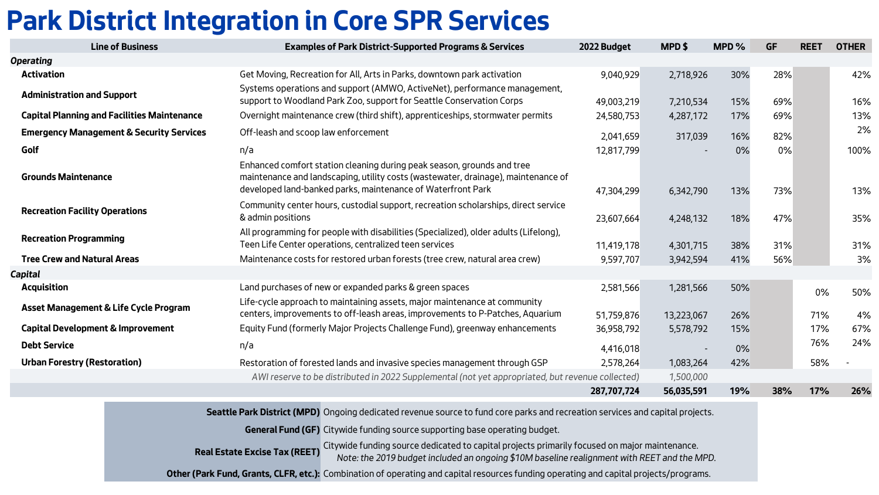# Park District Integration in Core SPR Services

| Line of Business | Examples of Park District-Supported Programs & Services | 2022 Budget | MPD $ | MPD % | GF | REET | OTHER |
|---|---|---|---|---|---|---|---|
| *Operating* | | | | | | | |
| **Activation** | Get Moving, Recreation for All, Arts in Parks, downtown park activation | 9,040,929 | 2,718,926 | 30% | 28% | | 42% |
| **Administration and Support** | Systems operations and support (AMWO, ActiveNet), performance management, support to Woodland Park Zoo, support for Seattle Conservation Corps | 49,003,219 | 7,210,534 | 15% | 69% | | 16% |
| **Capital Planning and Facilities Maintenance** | Overnight maintenance crew (third shift), apprenticeships, stormwater permits | 24,580,753 | 4,287,172 | 17% | 69% | | 13% |
| **Emergency Management & Security Services** | Off-leash and scoop law enforcement | 2,041,659 | 317,039 | 16% | 82% | | 2% |
| **Golf** | n/a | 12,817,799 | - | 0% | 0% | | 100% |
| **Grounds Maintenance** | Enhanced comfort station cleaning during peak season, grounds and tree maintenance and landscaping, utility costs (wastewater, drainage), maintenance of developed land-banked parks, maintenance of Waterfront Park | 47,304,299 | 6,342,790 | 13% | 73% | | 13% |
| **Recreation Facility Operations** | Community center hours, custodial support, recreation scholarships, direct service & admin positions | 23,607,664 | 4,248,132 | 18% | 47% | | 35% |
| **Recreation Programming** | All programming for people with disabilities (Specialized), older adults (Lifelong), Teen Life Center operations, centralized teen services | 11,419,178 | 4,301,715 | 38% | 31% | | 31% |
| **Tree Crew and Natural Areas** | Maintenance costs for restored urban forests (tree crew, natural area crew) | 9,597,707 | 3,942,594 | 41% | 56% | | 3% |
| *Capital* | | | | | | | |
| **Acquisition** | Land purchases of new or expanded parks & green spaces | 2,581,566 | 1,281,566 | 50% | | 0% | 50% |
| **Asset Management & Life Cycle Program** | Life-cycle approach to maintaining assets, major maintenance at community centers, improvements to off-leash areas, improvements to P-Patches, Aquarium | 51,759,876 | 13,223,067 | 26% | | 71% | 4% |
| **Capital Development & Improvement** | Equity Fund (formerly Major Projects Challenge Fund), greenway enhancements | 36,958,792 | 5,578,792 | 15% | | 17% | 67% |
| **Debt Service** | n/a | 4,416,018 | - | 0% | | 76% | 24% |
| **Urban Forestry (Restoration)** | Restoration of forested lands and invasive species management through GSP | 2,578,264 | 1,083,264 | 42% | | 58% | - |
| | *AWI reserve to be distributed in 2022 Supplemental (not yet appropriated, but revenue collected)* | | *1,500,000* | | | | |
| | | **287,707,724** | **56,035,591** | **19%** | **38%** | **17%** | **26%** |

| | |
|---|---|
| **Seattle Park District (MPD)** | Ongoing dedicated revenue source to fund core parks and recreation services and capital projects. |
| **General Fund (GF)** | Citywide funding source supporting base operating budget. |
| **Real Estate Excise Tax (REET)** | Citywide funding source dedicated to capital projects primarily focused on major maintenance. *Note: the 2019 budget included an ongoing $10M baseline realignment with REET and the MPD.* |
| **Other (Park Fund, Grants, CLFR, etc.):** | Combination of operating and capital resources funding operating and capital projects/programs. |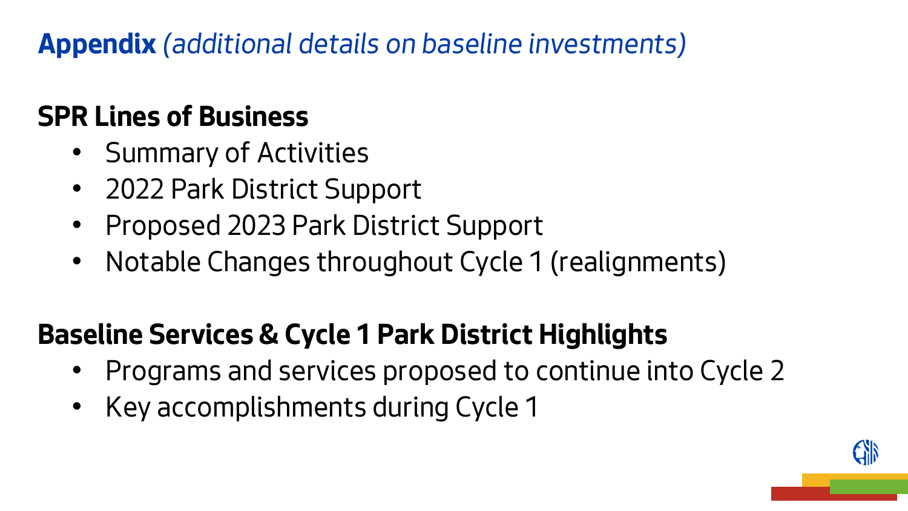# **Appendix** *(additional details on baseline investments)*

## SPR Lines of Business

- Summary of Activities
- 2022 Park District Support
- Proposed 2023 Park District Support
- Notable Changes throughout Cycle 1 (realignments)

## Baseline Services & Cycle 1 Park District Highlights

- Programs and services proposed to continue into Cycle 2
- Key accomplishments during Cycle 1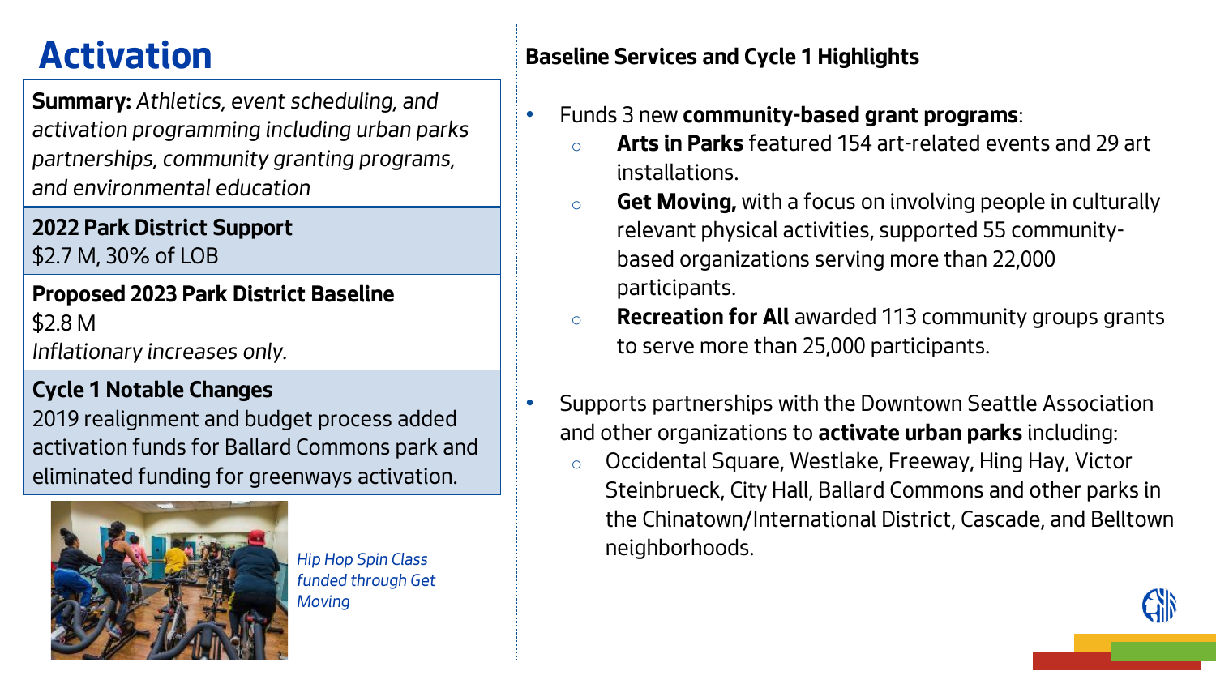# Activation

**Summary:** *Athletics, event scheduling, and activation programming including urban parks partnerships, community granting programs, and environmental education*

**2022 Park District Support**
$2.7 M, 30% of LOB

**Proposed 2023 Park District Baseline**
$2.8 M
*Inflationary increases only.*

**Cycle 1 Notable Changes**
2019 realignment and budget process added activation funds for Ballard Commons park and eliminated funding for greenways activation.

*Hip Hop Spin Class funded through Get Moving*

## Baseline Services and Cycle 1 Highlights

- Funds 3 new **community-based grant programs**:
  - **Arts in Parks** featured 154 art-related events and 29 art installations.
  - **Get Moving,** with a focus on involving people in culturally relevant physical activities, supported 55 community-based organizations serving more than 22,000 participants.
  - **Recreation for All** awarded 113 community groups grants to serve more than 25,000 participants.
- Supports partnerships with the Downtown Seattle Association and other organizations to **activate urban parks** including:
  - Occidental Square, Westlake, Freeway, Hing Hay, Victor Steinbrueck, City Hall, Ballard Commons and other parks in the Chinatown/International District, Cascade, and Belltown neighborhoods.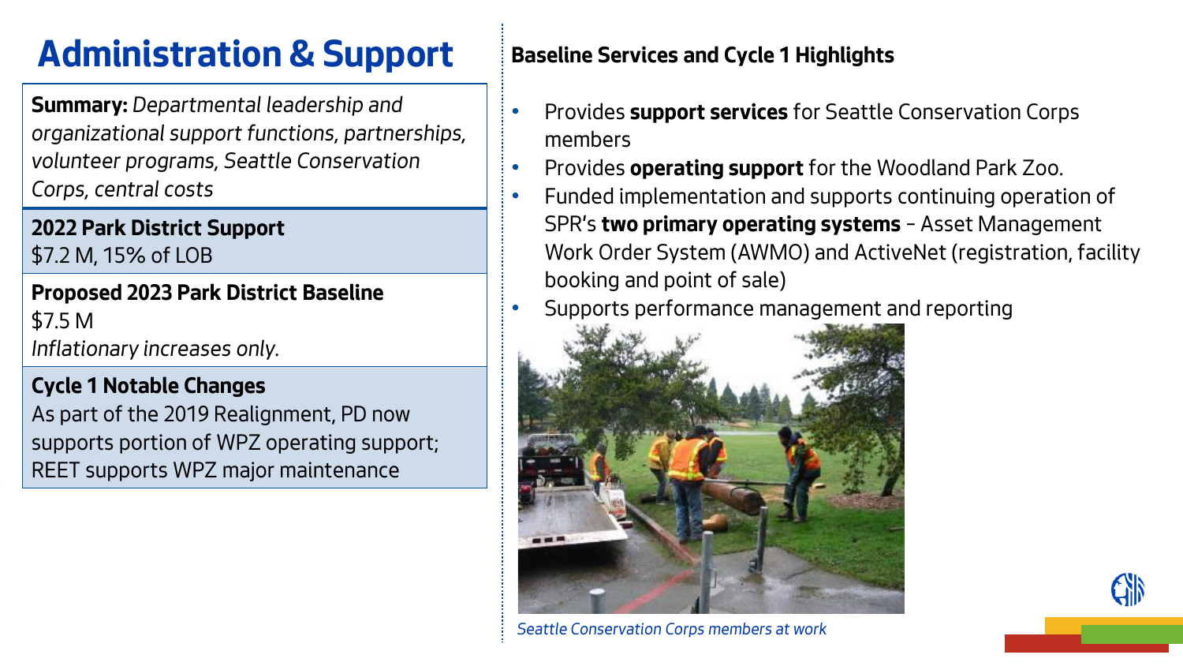# Administration & Support

**Summary:** *Departmental leadership and organizational support functions, partnerships, volunteer programs, Seattle Conservation Corps, central costs*

**2022 Park District Support**
$7.2 M, 15% of LOB

**Proposed 2023 Park District Baseline**
$7.5 M
*Inflationary increases only.*

**Cycle 1 Notable Changes**
As part of the 2019 Realignment, PD now supports portion of WPZ operating support; REET supports WPZ major maintenance

**Baseline Services and Cycle 1 Highlights**

- Provides **support services** for Seattle Conservation Corps members
- Provides **operating support** for the Woodland Park Zoo.
- Funded implementation and supports continuing operation of SPR's **two primary operating systems** – Asset Management Work Order System (AWMO) and ActiveNet (registration, facility booking and point of sale)
- Supports performance management and reporting

*Seattle Conservation Corps members at work*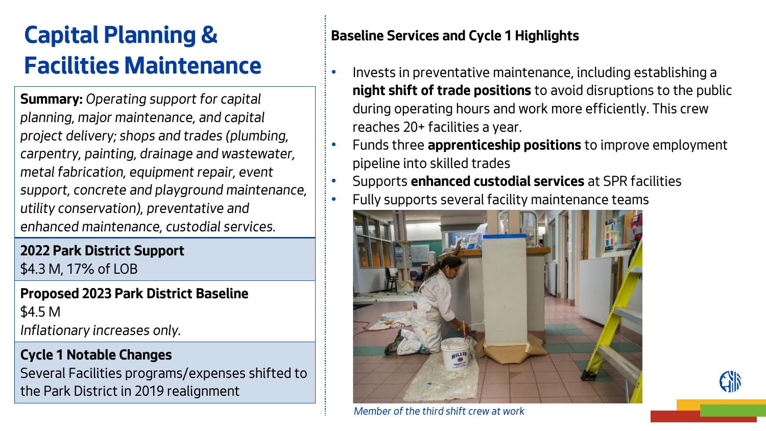# Capital Planning & Facilities Maintenance

**Summary:** *Operating support for capital planning, major maintenance, and capital project delivery; shops and trades (plumbing, carpentry, painting, drainage and wastewater, metal fabrication, equipment repair, event support, concrete and playground maintenance, utility conservation), preventative and enhanced maintenance, custodial services.*

**2022 Park District Support**
$4.3 M, 17% of LOB

**Proposed 2023 Park District Baseline**
$4.5 M
*Inflationary increases only.*

**Cycle 1 Notable Changes**
Several Facilities programs/expenses shifted to the Park District in 2019 realignment

## Baseline Services and Cycle 1 Highlights

- Invests in preventative maintenance, including establishing a **night shift of trade positions** to avoid disruptions to the public during operating hours and work more efficiently. This crew reaches 20+ facilities a year.
- Funds three **apprenticeship positions** to improve employment pipeline into skilled trades
- Supports **enhanced custodial services** at SPR facilities
- Fully supports several facility maintenance teams

*Member of the third shift crew at work*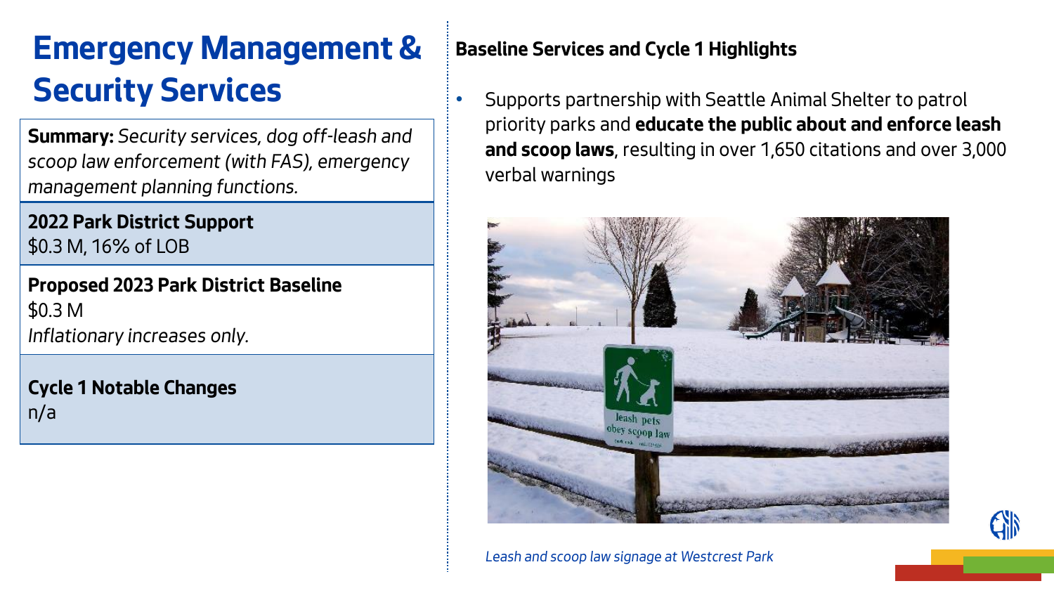# Emergency Management & Security Services

**Summary:** *Security services, dog off-leash and scoop law enforcement (with FAS), emergency management planning functions.*

**2022 Park District Support**
$0.3 M, 16% of LOB

**Proposed 2023 Park District Baseline**
$0.3 M
*Inflationary increases only.*

**Cycle 1 Notable Changes**
n/a

## Baseline Services and Cycle 1 Highlights

- Supports partnership with Seattle Animal Shelter to patrol priority parks and **educate the public about and enforce leash and scoop laws**, resulting in over 1,650 citations and over 3,000 verbal warnings

*Leash and scoop law signage at Westcrest Park*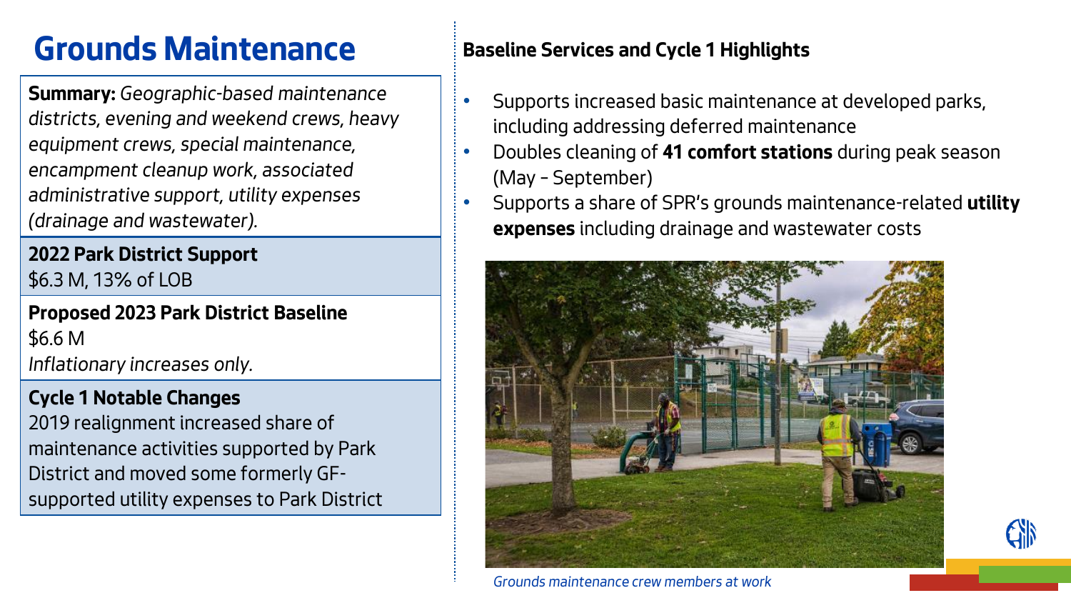# Grounds Maintenance

**Summary:** *Geographic-based maintenance districts, evening and weekend crews, heavy equipment crews, special maintenance, encampment cleanup work, associated administrative support, utility expenses (drainage and wastewater).*

**2022 Park District Support**
$6.3 M, 13% of LOB

**Proposed 2023 Park District Baseline**
$6.6 M
*Inflationary increases only.*

**Cycle 1 Notable Changes**
2019 realignment increased share of maintenance activities supported by Park District and moved some formerly GF-supported utility expenses to Park District

## Baseline Services and Cycle 1 Highlights

- Supports increased basic maintenance at developed parks, including addressing deferred maintenance
- Doubles cleaning of **41 comfort stations** during peak season (May – September)
- Supports a share of SPR's grounds maintenance-related **utility expenses** including drainage and wastewater costs

*Grounds maintenance crew members at work*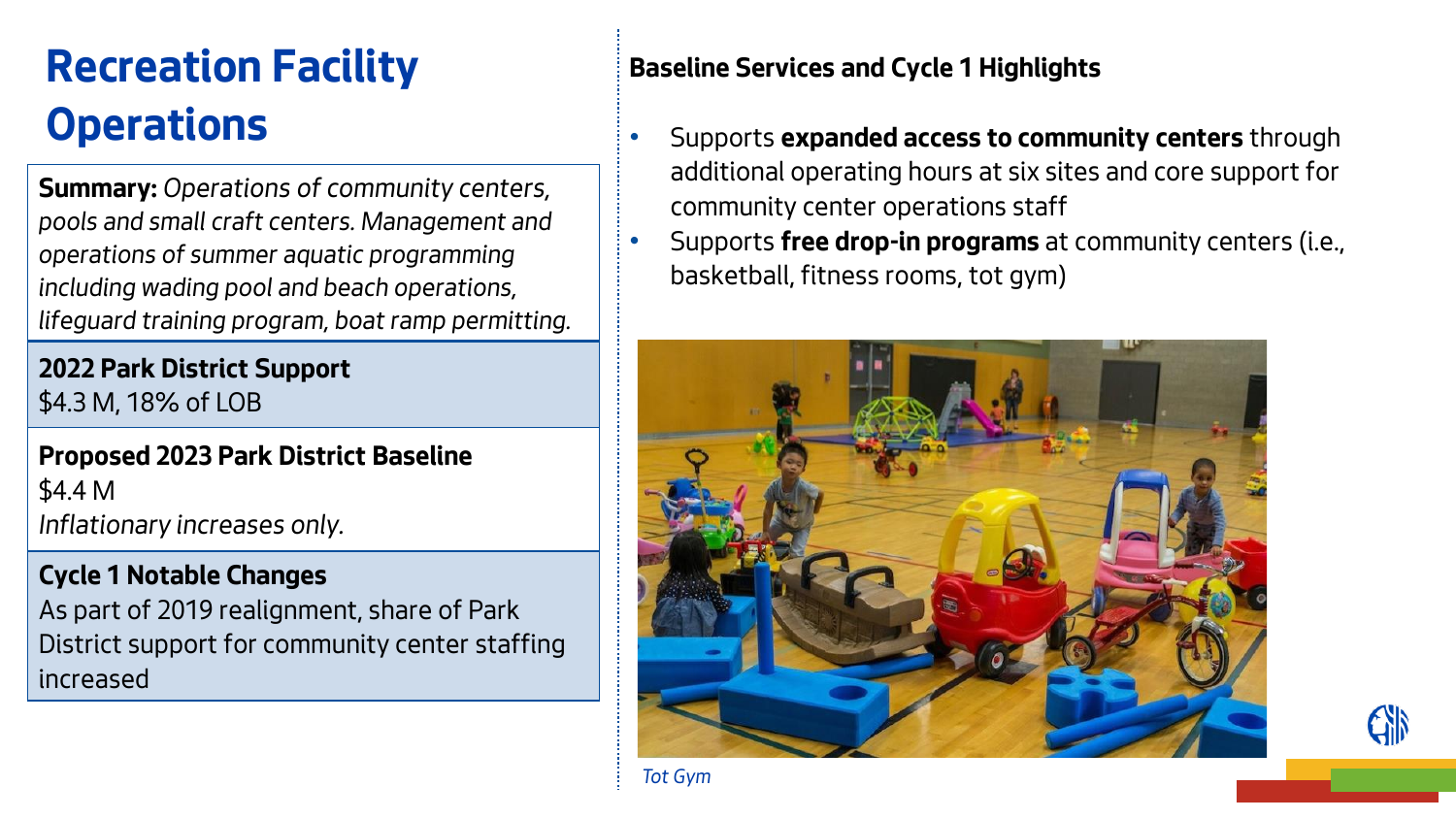# Recreation Facility Operations

**Summary:** *Operations of community centers, pools and small craft centers. Management and operations of summer aquatic programming including wading pool and beach operations, lifeguard training program, boat ramp permitting.*

**2022 Park District Support**
$4.3 M, 18% of LOB

**Proposed 2023 Park District Baseline**
$4.4 M
*Inflationary increases only.*

**Cycle 1 Notable Changes**
As part of 2019 realignment, share of Park District support for community center staffing increased

## Baseline Services and Cycle 1 Highlights

- Supports **expanded access to community centers** through additional operating hours at six sites and core support for community center operations staff
- Supports **free drop-in programs** at community centers (i.e., basketball, fitness rooms, tot gym)

*Tot Gym*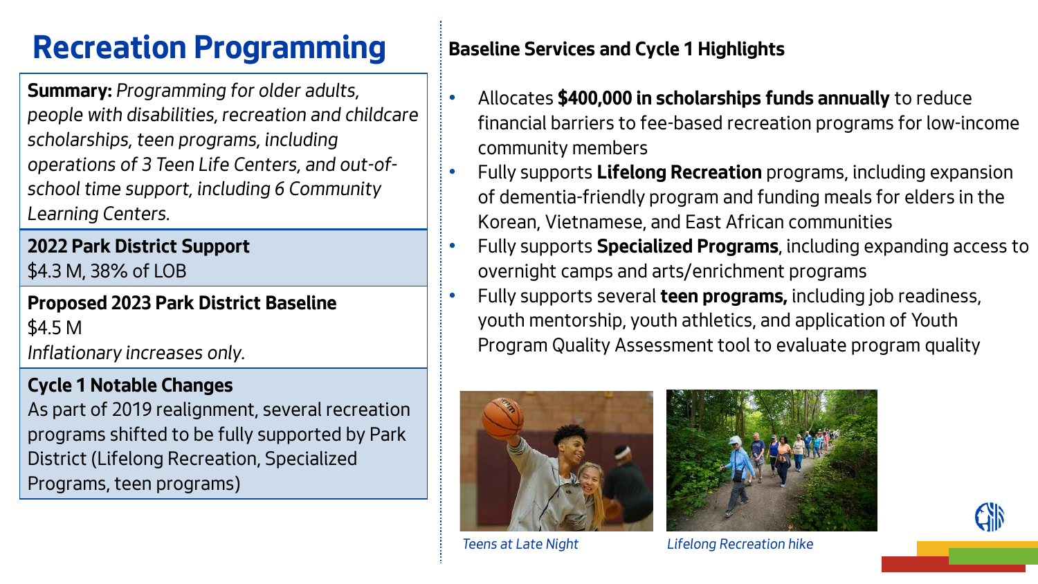# Recreation Programming

**Summary:** *Programming for older adults, people with disabilities, recreation and childcare scholarships, teen programs, including operations of 3 Teen Life Centers, and out-of-school time support, including 6 Community Learning Centers.*

**2022 Park District Support**
$4.3 M, 38% of LOB

**Proposed 2023 Park District Baseline**
$4.5 M
*Inflationary increases only.*

**Cycle 1 Notable Changes**
As part of 2019 realignment, several recreation programs shifted to be fully supported by Park District (Lifelong Recreation, Specialized Programs, teen programs)

## Baseline Services and Cycle 1 Highlights

- Allocates **$400,000 in scholarships funds annually** to reduce financial barriers to fee-based recreation programs for low-income community members
- Fully supports **Lifelong Recreation** programs, including expansion of dementia-friendly program and funding meals for elders in the Korean, Vietnamese, and East African communities
- Fully supports **Specialized Programs**, including expanding access to overnight camps and arts/enrichment programs
- Fully supports several **teen programs,** including job readiness, youth mentorship, youth athletics, and application of Youth Program Quality Assessment tool to evaluate program quality

*Teens at Late Night*

*Lifelong Recreation hike*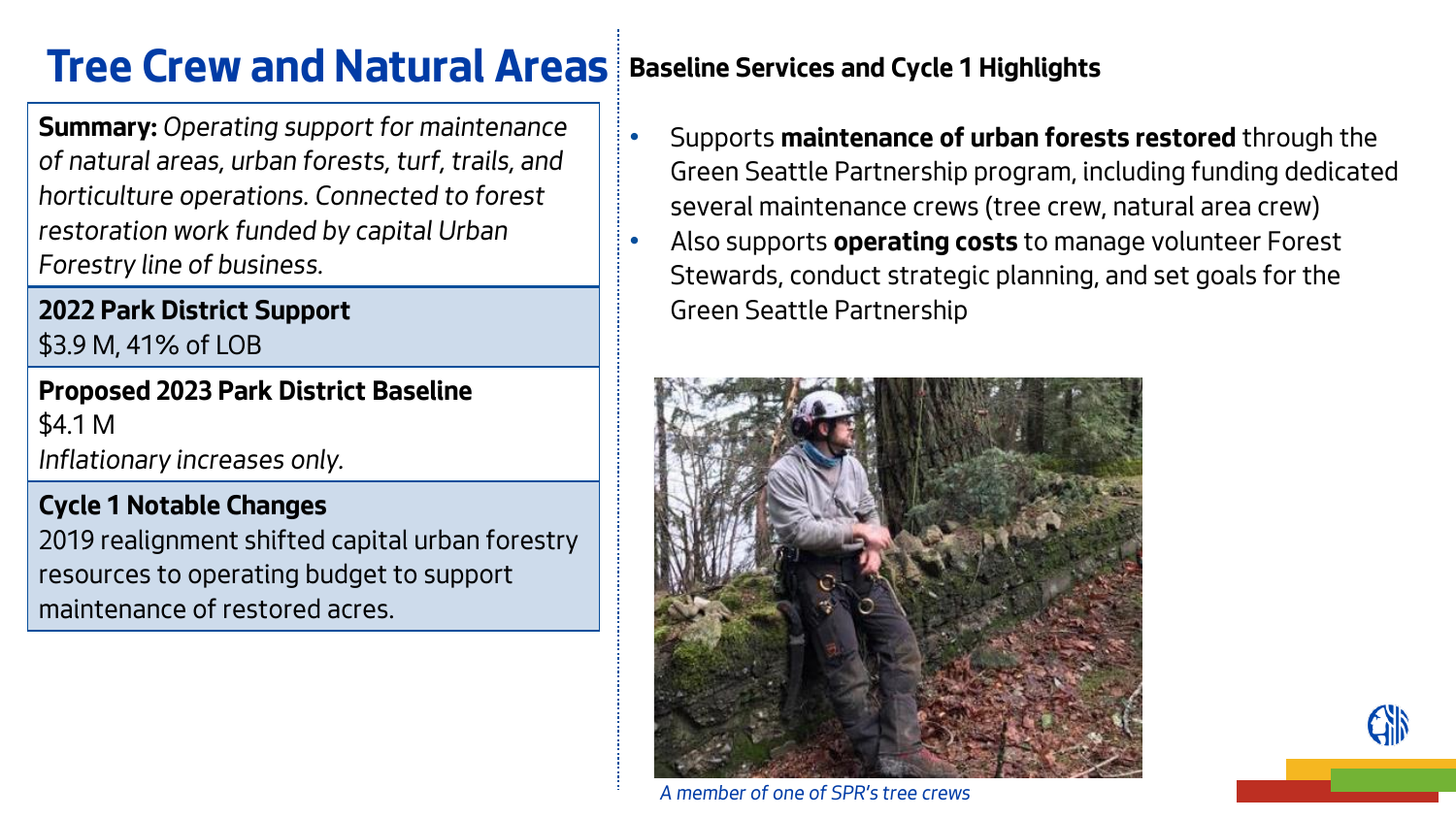# Tree Crew and Natural Areas

**Summary:** *Operating support for maintenance of natural areas, urban forests, turf, trails, and horticulture operations. Connected to forest restoration work funded by capital Urban Forestry line of business.*

**2022 Park District Support**
$3.9 M, 41% of LOB

**Proposed 2023 Park District Baseline**
$4.1 M
*Inflationary increases only.*

**Cycle 1 Notable Changes**
2019 realignment shifted capital urban forestry resources to operating budget to support maintenance of restored acres.

## Baseline Services and Cycle 1 Highlights

- Supports **maintenance of urban forests restored** through the Green Seattle Partnership program, including funding dedicated several maintenance crews (tree crew, natural area crew)
- Also supports **operating costs** to manage volunteer Forest Stewards, conduct strategic planning, and set goals for the Green Seattle Partnership

*A member of one of SPR's tree crews*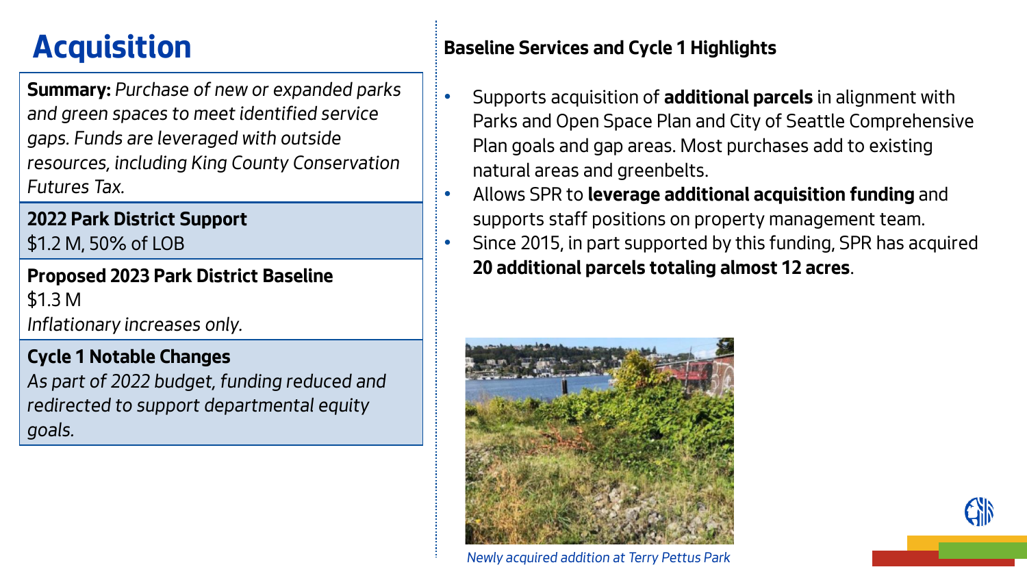# Acquisition

**Summary:** *Purchase of new or expanded parks and green spaces to meet identified service gaps. Funds are leveraged with outside resources, including King County Conservation Futures Tax.*

**2022 Park District Support**
$1.2 M, 50% of LOB

**Proposed 2023 Park District Baseline**
$1.3 M
*Inflationary increases only.*

**Cycle 1 Notable Changes**
*As part of 2022 budget, funding reduced and redirected to support departmental equity goals.*

### Baseline Services and Cycle 1 Highlights

- Supports acquisition of **additional parcels** in alignment with Parks and Open Space Plan and City of Seattle Comprehensive Plan goals and gap areas. Most purchases add to existing natural areas and greenbelts.
- Allows SPR to **leverage additional acquisition funding** and supports staff positions on property management team.
- Since 2015, in part supported by this funding, SPR has acquired **20 additional parcels totaling almost 12 acres**.

*Newly acquired addition at Terry Pettus Park*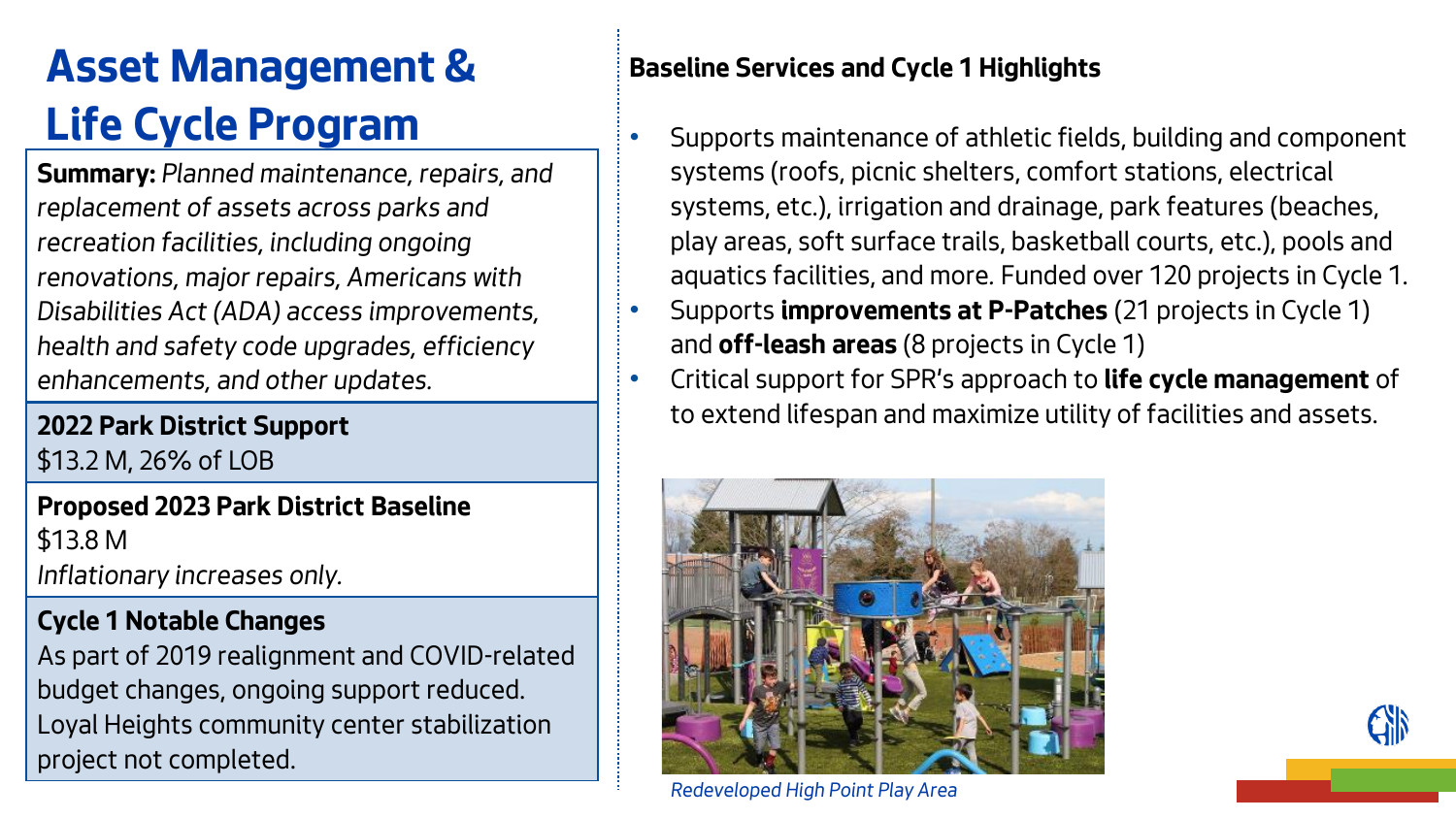# Asset Management & Life Cycle Program

**Summary:** *Planned maintenance, repairs, and replacement of assets across parks and recreation facilities, including ongoing renovations, major repairs, Americans with Disabilities Act (ADA) access improvements, health and safety code upgrades, efficiency enhancements, and other updates.*

**2022 Park District Support**
$13.2 M, 26% of LOB

**Proposed 2023 Park District Baseline**
$13.8 M
*Inflationary increases only.*

**Cycle 1 Notable Changes**
As part of 2019 realignment and COVID-related budget changes, ongoing support reduced. Loyal Heights community center stabilization project not completed.

## Baseline Services and Cycle 1 Highlights

- Supports maintenance of athletic fields, building and component systems (roofs, picnic shelters, comfort stations, electrical systems, etc.), irrigation and drainage, park features (beaches, play areas, soft surface trails, basketball courts, etc.), pools and aquatics facilities, and more. Funded over 120 projects in Cycle 1.
- Supports **improvements at P-Patches** (21 projects in Cycle 1) and **off-leash areas** (8 projects in Cycle 1)
- Critical support for SPR's approach to **life cycle management** of to extend lifespan and maximize utility of facilities and assets.

*Redeveloped High Point Play Area*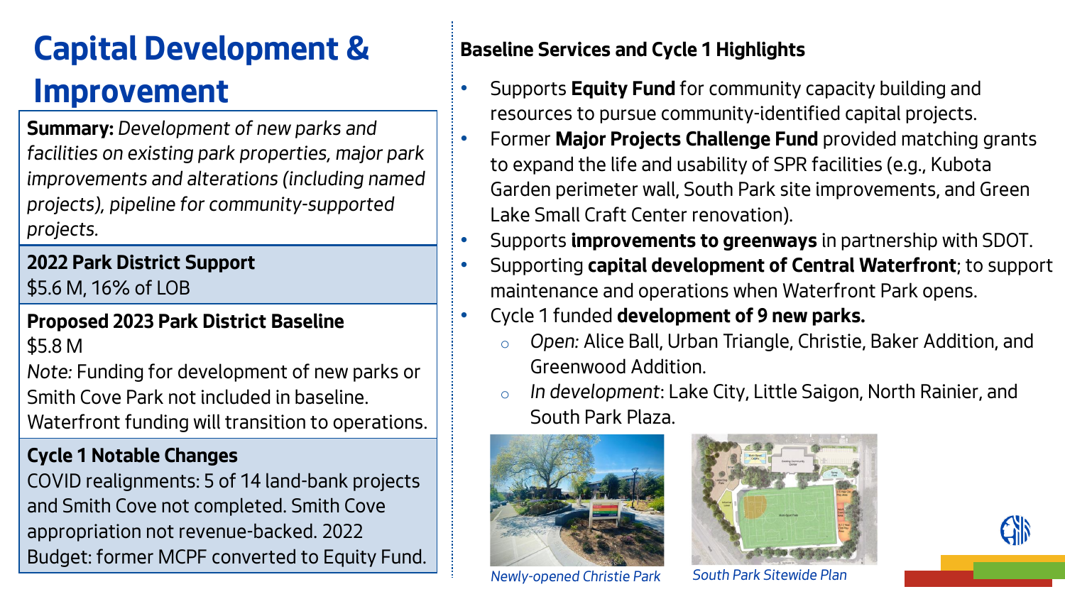# Capital Development & Improvement

**Summary:** *Development of new parks and facilities on existing park properties, major park improvements and alterations (including named projects), pipeline for community-supported projects.*

**2022 Park District Support**
$5.6 M, 16% of LOB

**Proposed 2023 Park District Baseline**
$5.8 M
*Note:* Funding for development of new parks or Smith Cove Park not included in baseline. Waterfront funding will transition to operations.

**Cycle 1 Notable Changes**
COVID realignments: 5 of 14 land-bank projects and Smith Cove not completed. Smith Cove appropriation not revenue-backed. 2022 Budget: former MCPF converted to Equity Fund.

**Baseline Services and Cycle 1 Highlights**

- Supports **Equity Fund** for community capacity building and resources to pursue community-identified capital projects.
- Former **Major Projects Challenge Fund** provided matching grants to expand the life and usability of SPR facilities (e.g., Kubota Garden perimeter wall, South Park site improvements, and Green Lake Small Craft Center renovation).
- Supports **improvements to greenways** in partnership with SDOT.
- Supporting **capital development of Central Waterfront**; to support maintenance and operations when Waterfront Park opens.
- Cycle 1 funded **development of 9 new parks.**
  - *Open:* Alice Ball, Urban Triangle, Christie, Baker Addition, and Greenwood Addition.
  - *In development*: Lake City, Little Saigon, North Rainier, and South Park Plaza.

*Newly-opened Christie Park*

*South Park Sitewide Plan*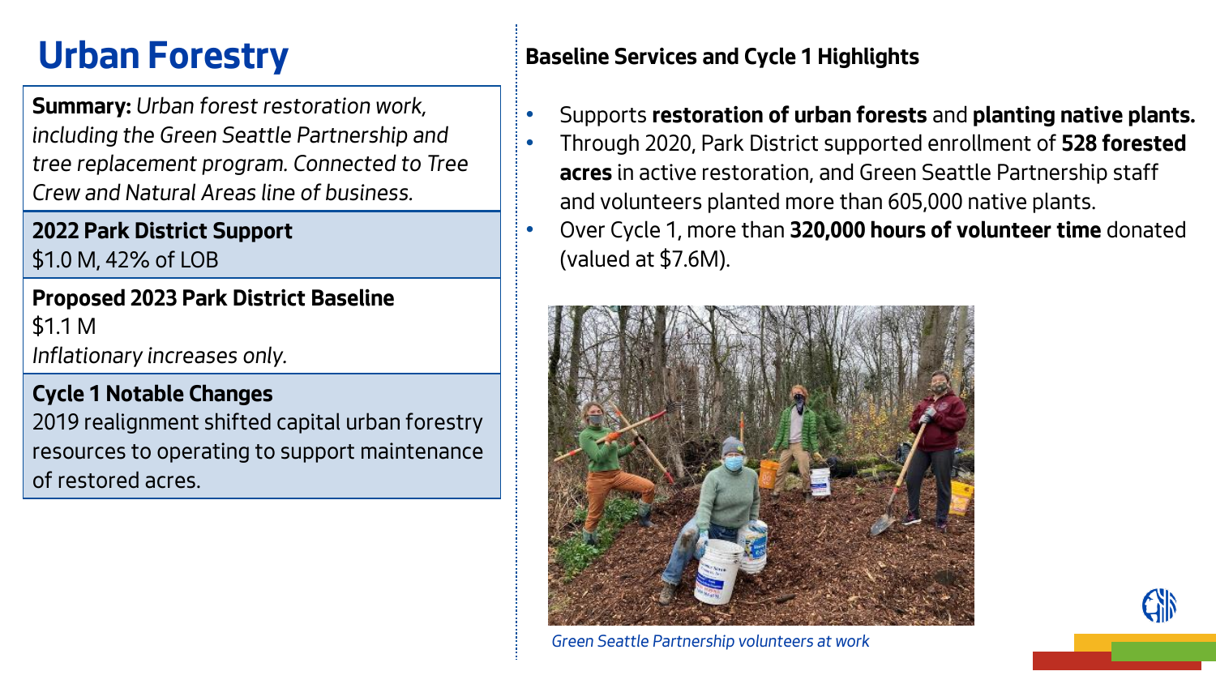# Urban Forestry

**Summary:** *Urban forest restoration work, including the Green Seattle Partnership and tree replacement program. Connected to Tree Crew and Natural Areas line of business.*

**2022 Park District Support**
$1.0 M, 42% of LOB

**Proposed 2023 Park District Baseline**
$1.1 M
*Inflationary increases only.*

**Cycle 1 Notable Changes**
2019 realignment shifted capital urban forestry resources to operating to support maintenance of restored acres.

## Baseline Services and Cycle 1 Highlights

- Supports **restoration of urban forests** and **planting native plants.**
- Through 2020, Park District supported enrollment of **528 forested acres** in active restoration, and Green Seattle Partnership staff and volunteers planted more than 605,000 native plants.
- Over Cycle 1, more than **320,000 hours of volunteer time** donated (valued at $7.6M).

*Green Seattle Partnership volunteers at work*